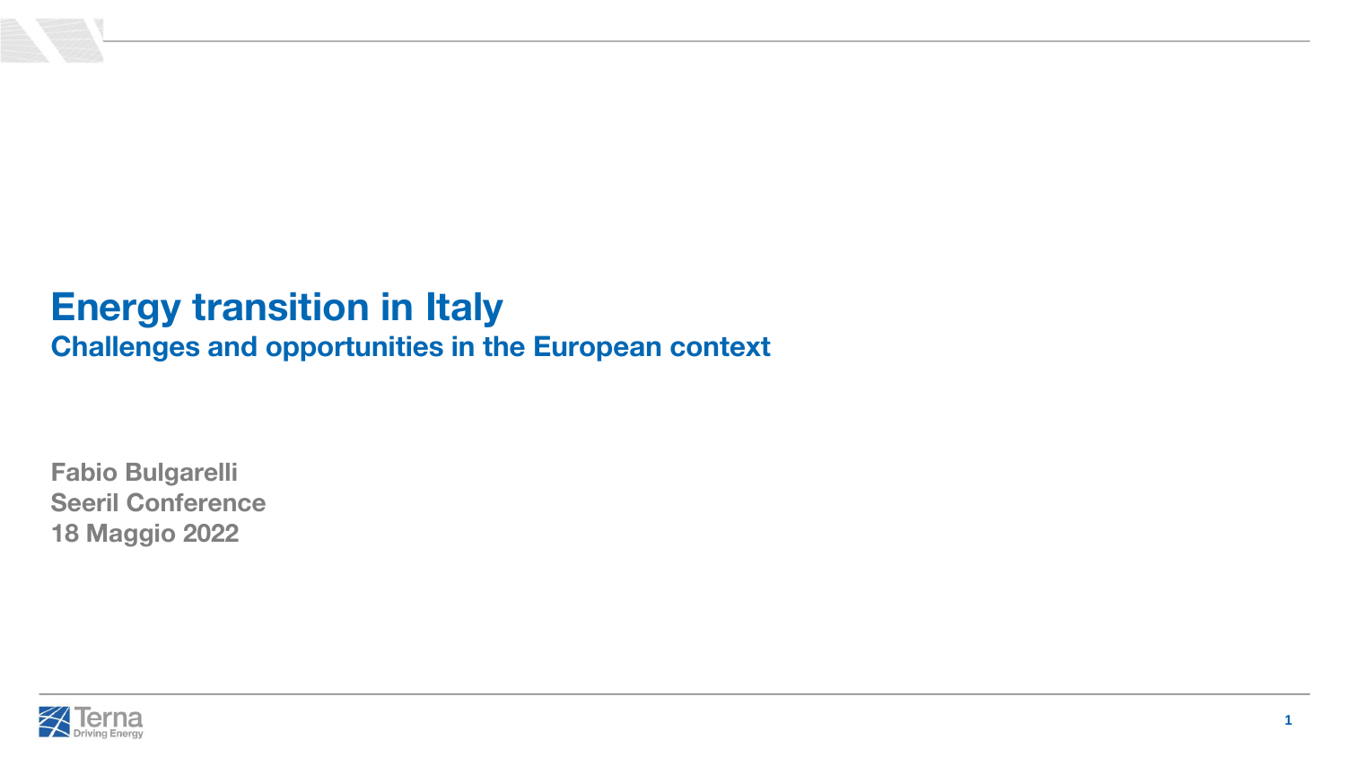# Energy transition in Italy

## Challenges and opportunities in the European context

**Fabio Bulgarelli**
**Seeril Conference**
**18 Maggio 2022**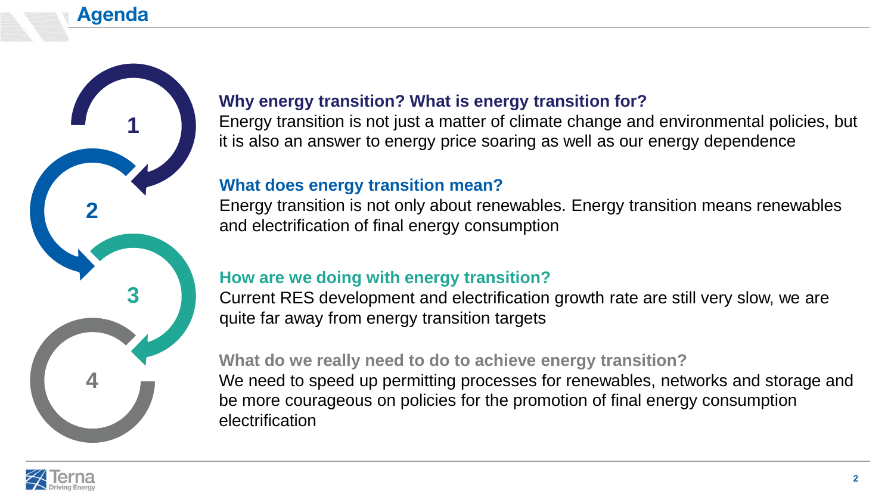# Agenda

**1**

### Why energy transition? What is energy transition for?

Energy transition is not just a matter of climate change and environmental policies, but it is also an answer to energy price soaring as well as our energy dependence

**2**

### What does energy transition mean?

Energy transition is not only about renewables. Energy transition means renewables and electrification of final energy consumption

**3**

### How are we doing with energy transition?

Current RES development and electrification growth rate are still very slow, we are quite far away from energy transition targets

**4**

### What do we really need to do to achieve energy transition?

We need to speed up permitting processes for renewables, networks and storage and be more courageous on policies for the promotion of final energy consumption electrification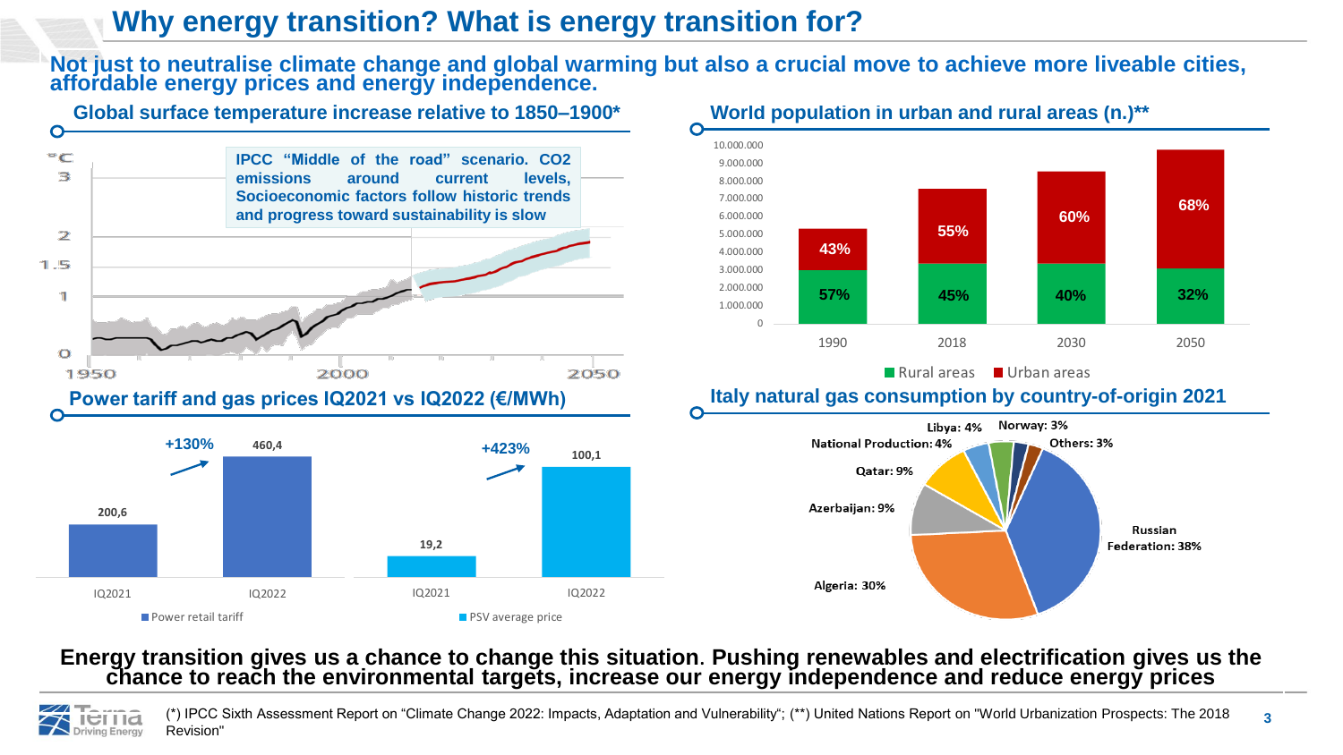# Why energy transition? What is energy transition for?

**Not just to neutralise climate change and global warming but also a crucial move to achieve more liveable cities, affordable energy prices and energy independence.**

## Global surface temperature increase relative to 1850–1900*

IPCC "Middle of the road" scenario. $CO_2$ emissions around current levels, Socioeconomic factors follow historic trends and progress toward sustainability is slow

°C: 0, 1, 1.5, 2, 3 — 1950, 2000, 2050

## World population in urban and rural areas (n.)**

| | 1990 | 2018 | 2030 | 2050 |
|---|---|---|---|---|
| Urban areas | 43% | 55% | 60% | 68% |
| Rural areas | 57% | 45% | 40% | 32% |

## Power tariff and gas prices IQ2021 vs IQ2022 (€/MWh)

| | IQ2021 | IQ2022 | Change |
|---|---|---|---|
| Power retail tariff | 200,6 | 460,4 | +130% |
| PSV average price | 19,2 | 100,1 | +423% |

## Italy natural gas consumption by country-of-origin 2021

| Country | Share |
|---|---|
| Russian Federation | 38% |
| Algeria | 30% |
| Azerbaijan | 9% |
| Qatar | 9% |
| National Production | 4% |
| Libya | 4% |
| Norway | 3% |
| Others | 3% |

**Energy transition gives us a chance to change this situation. Pushing renewables and electrification gives us the chance to reach the environmental targets, increase our energy independence and reduce energy prices**

(*) IPCC Sixth Assessment Report on "Climate Change 2022: Impacts, Adaptation and Vulnerability"; (**) United Nations Report on "World Urbanization Prospects: The 2018 Revision"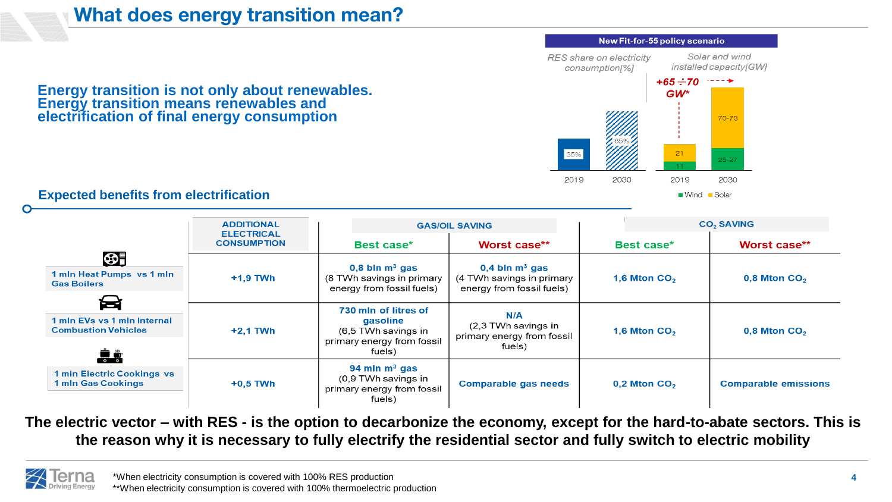# What does energy transition mean?

**Energy transition is not only about renewables. Energy transition means renewables and electrification of final energy consumption**

**New Fit-for-55 policy scenario**

*RES share on electricity consumption[%]*

| 2019 | 2030 |
|---|---|
| 35% | 65% |

*Solar and wind installed capacity[GW]*

**+65 ÷ 70 GW***

| | 2019 | 2030 |
|---|---|---|
| Wind | 11 | 25-27 |
| Solar | 21 | 70-73 |

## Expected benefits from electrification

| | ADDITIONAL ELECTRICAL CONSUMPTION | GAS/OIL SAVING | | $CO_2$ SAVING | |
|---|---|---|---|---|---|
| | | Best case* | Worst case** | Best case* | Worst case** |
| 1 mln Heat Pumps vs 1 mln Gas Boilers | +1,9 TWh | **0,8 bln $m^3$ gas** (8 TWh savings in primary energy from fossil fuels) | **0,4 bln $m^3$ gas** (4 TWh savings in primary energy from fossil fuels) | 1,6 Mton $CO_2$ | 0,8 Mton $CO_2$ |
| 1 mln EVs vs 1 mln Internal Combustion Vehicles | +2,1 TWh | **730 mln of litres of gasoline** (6,5 TWh savings in primary energy from fossil fuels) | **N/A** (2,3 TWh savings in primary energy from fossil fuels) | 1,6 Mton $CO_2$ | 0,8 Mton $CO_2$ |
| 1 mln Electric Cookings vs 1 mln Gas Cookings | +0,5 TWh | **94 mln $m^3$ gas** (0,9 TWh savings in primary energy from fossil fuels) | Comparable gas needs | 0,2 Mton $CO_2$ | Comparable emissions |

**The electric vector – with RES - is the option to decarbonize the economy, except for the hard-to-abate sectors. This is the reason why it is necessary to fully electrify the residential sector and fully switch to electric mobility**

*When electricity consumption is covered with 100% RES production
**When electricity consumption is covered with 100% thermoelectric production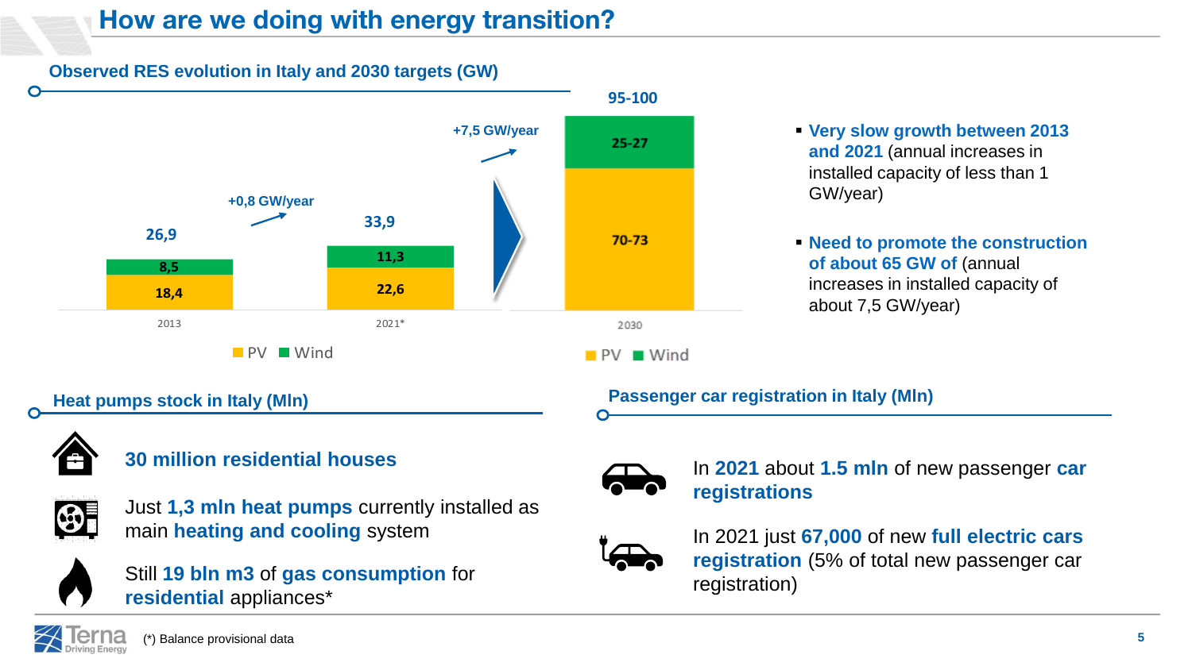# How are we doing with energy transition?

## Observed RES evolution in Italy and 2030 targets (GW)

| | 2013 | 2021* | 2030 |
|---|---|---|---|
| PV | 18,4 | 22,6 | 70-73 |
| Wind | 8,5 | 11,3 | 25-27 |
| Total | 26,9 | 33,9 | 95-100 |

+0,8 GW/year (2013–2021*)

+7,5 GW/year (2021*–2030)

- **Very slow growth between 2013 and 2021** (annual increases in installed capacity of less than 1 GW/year)
- **Need to promote the construction of about 65 GW of** (annual increases in installed capacity of about 7,5 GW/year)

## Heat pumps stock in Italy (Mln)

**30 million residential houses**

Just **1,3 mln heat pumps** currently installed as main **heating and cooling** system

Still **19 bln m3** of **gas consumption** for **residential** appliances*

## Passenger car registration in Italy (Mln)

In **2021** about **1.5 mln** of new passenger **car registrations**

In 2021 just **67,000** of new **full electric cars registration** (5% of total new passenger car registration)

(*) Balance provisional data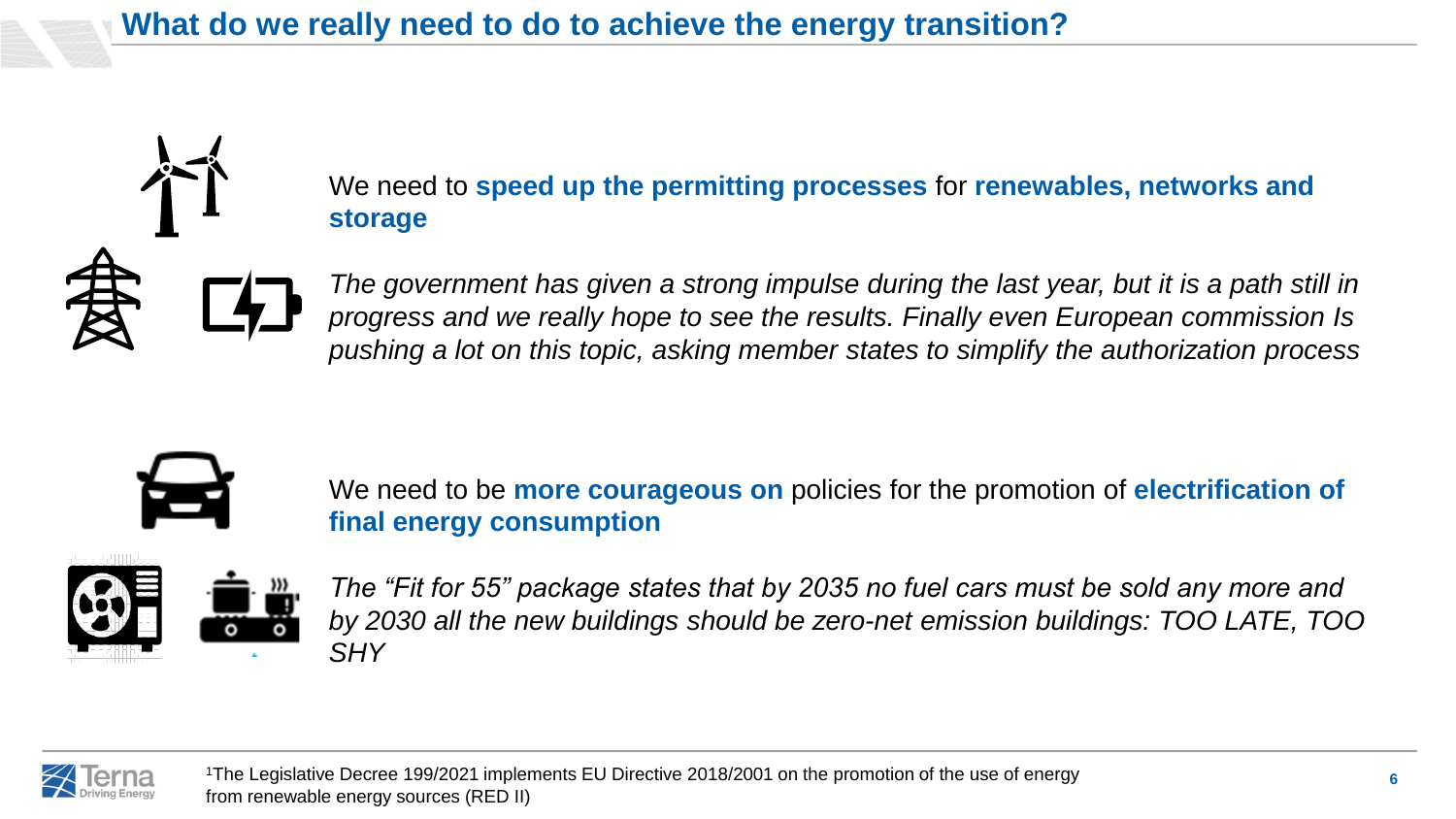# What do we really need to do to achieve the energy transition?

We need to **speed up the permitting processes** for **renewables, networks and storage**

*The government has given a strong impulse during the last year, but it is a path still in progress and we really hope to see the results. Finally even European commission Is pushing a lot on this topic, asking member states to simplify the authorization process*

We need to be **more courageous on** policies for the promotion of **electrification of final energy consumption**

*The "Fit for 55" package states that by 2035 no fuel cars must be sold any more and by 2030 all the new buildings should be zero-net emission buildings: TOO LATE, TOO SHY*

[1]The Legislative Decree 199/2021 implements EU Directive 2018/2001 on the promotion of the use of energy from renewable energy sources (RED II)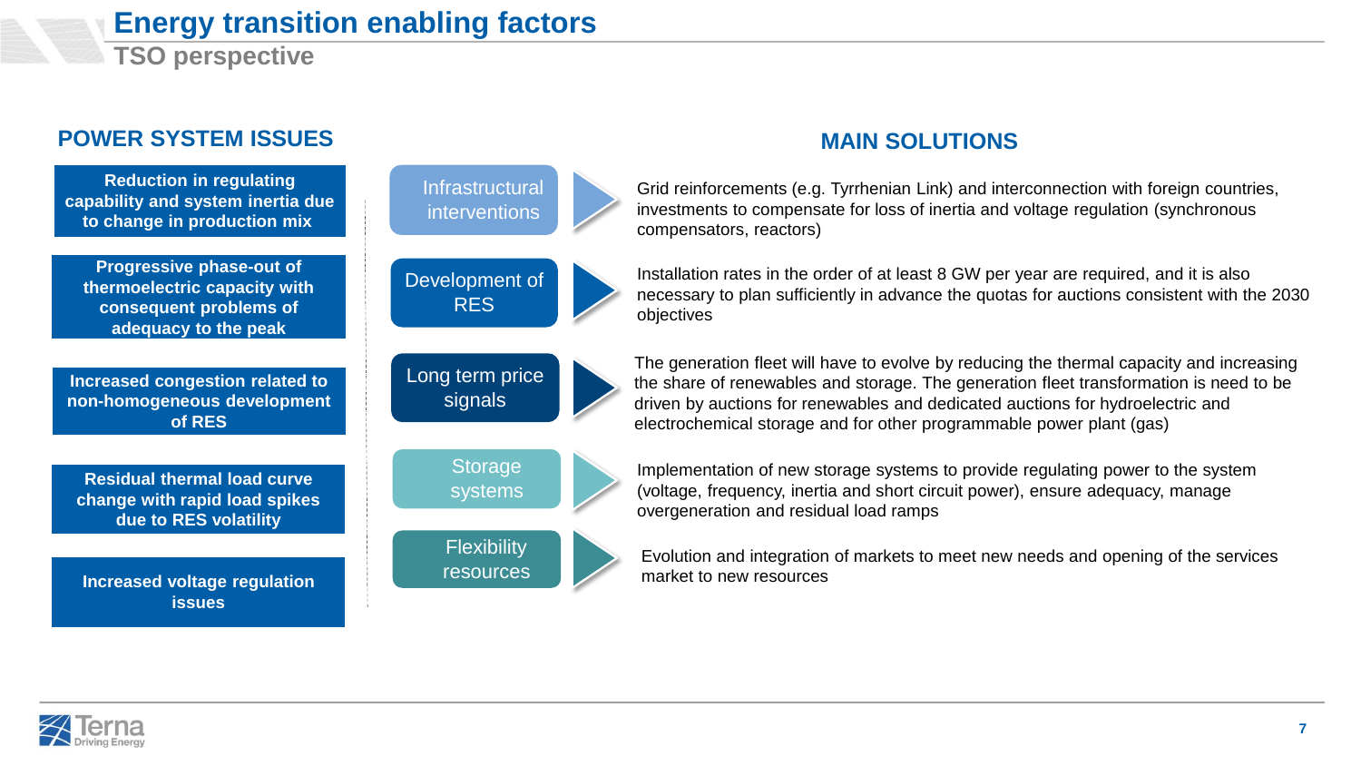# Energy transition enabling factors

## TSO perspective

### POWER SYSTEM ISSUES

- **Reduction in regulating capability and system inertia due to change in production mix**
- **Progressive phase-out of thermoelectric capacity with consequent problems of adequacy to the peak**
- **Increased congestion related to non-homogeneous development of RES**
- **Residual thermal load curve change with rapid load spikes due to RES volatility**
- **Increased voltage regulation issues**

### MAIN SOLUTIONS

| Solution | Description |
| --- | --- |
| Infrastructural interventions | Grid reinforcements (e.g. Tyrrhenian Link) and interconnection with foreign countries, investments to compensate for loss of inertia and voltage regulation (synchronous compensators, reactors) |
| Development of RES | Installation rates in the order of at least 8 GW per year are required, and it is also necessary to plan sufficiently in advance the quotas for auctions consistent with the 2030 objectives |
| Long term price signals | The generation fleet will have to evolve by reducing the thermal capacity and increasing the share of renewables and storage. The generation fleet transformation is need to be driven by auctions for renewables and dedicated auctions for hydroelectric and electrochemical storage and for other programmable power plant (gas) |
| Storage systems | Implementation of new storage systems to provide regulating power to the system (voltage, frequency, inertia and short circuit power), ensure adequacy, manage overgeneration and residual load ramps |
| Flexibility resources | Evolution and integration of markets to meet new needs and opening of the services market to new resources |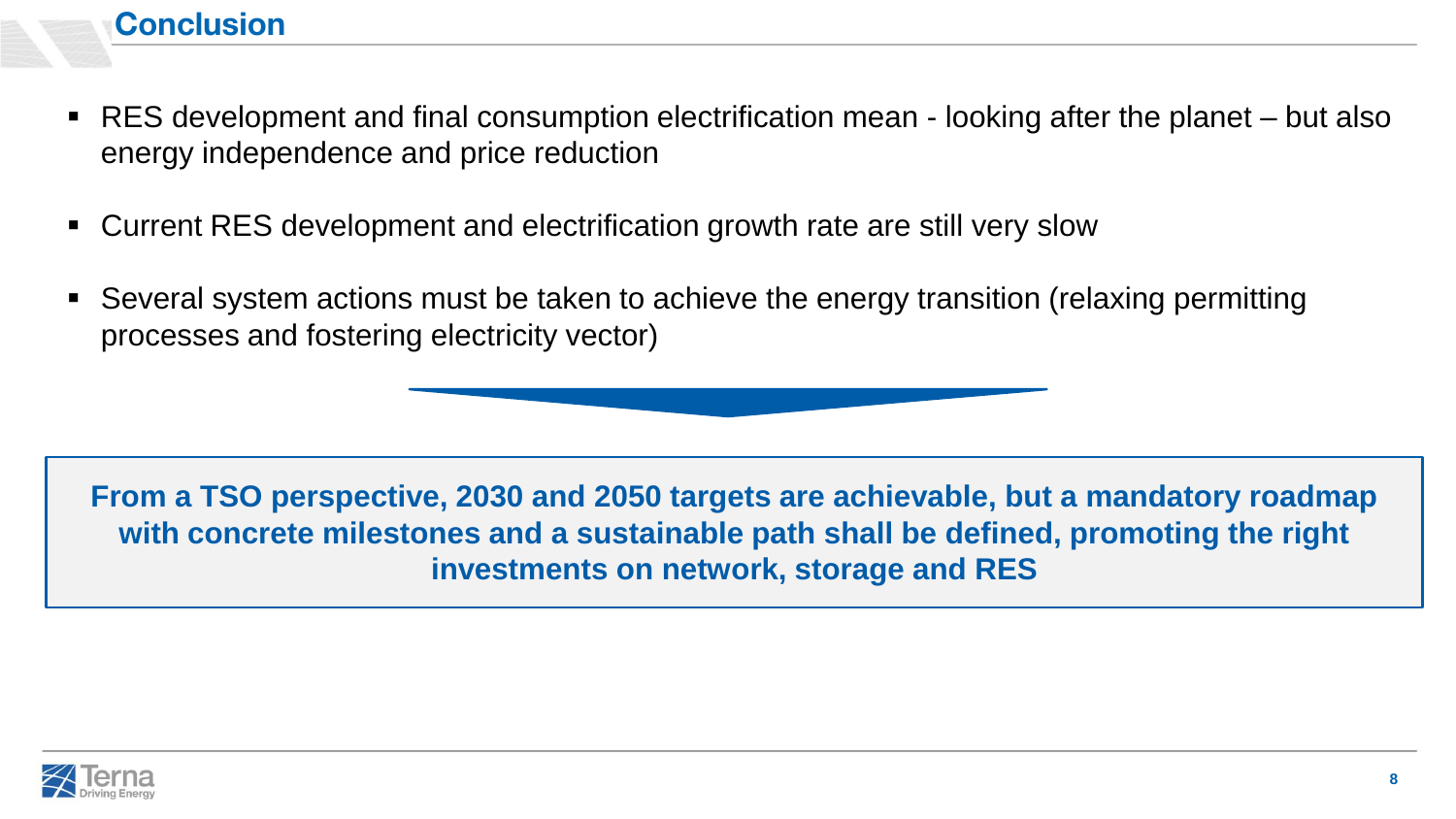# Conclusion

- RES development and final consumption electrification mean - looking after the planet – but also energy independence and price reduction
- Current RES development and electrification growth rate are still very slow
- Several system actions must be taken to achieve the energy transition (relaxing permitting processes and fostering electricity vector)

**From a TSO perspective, 2030 and 2050 targets are achievable, but a mandatory roadmap with concrete milestones and a sustainable path shall be defined, promoting the right investments on network, storage and RES**